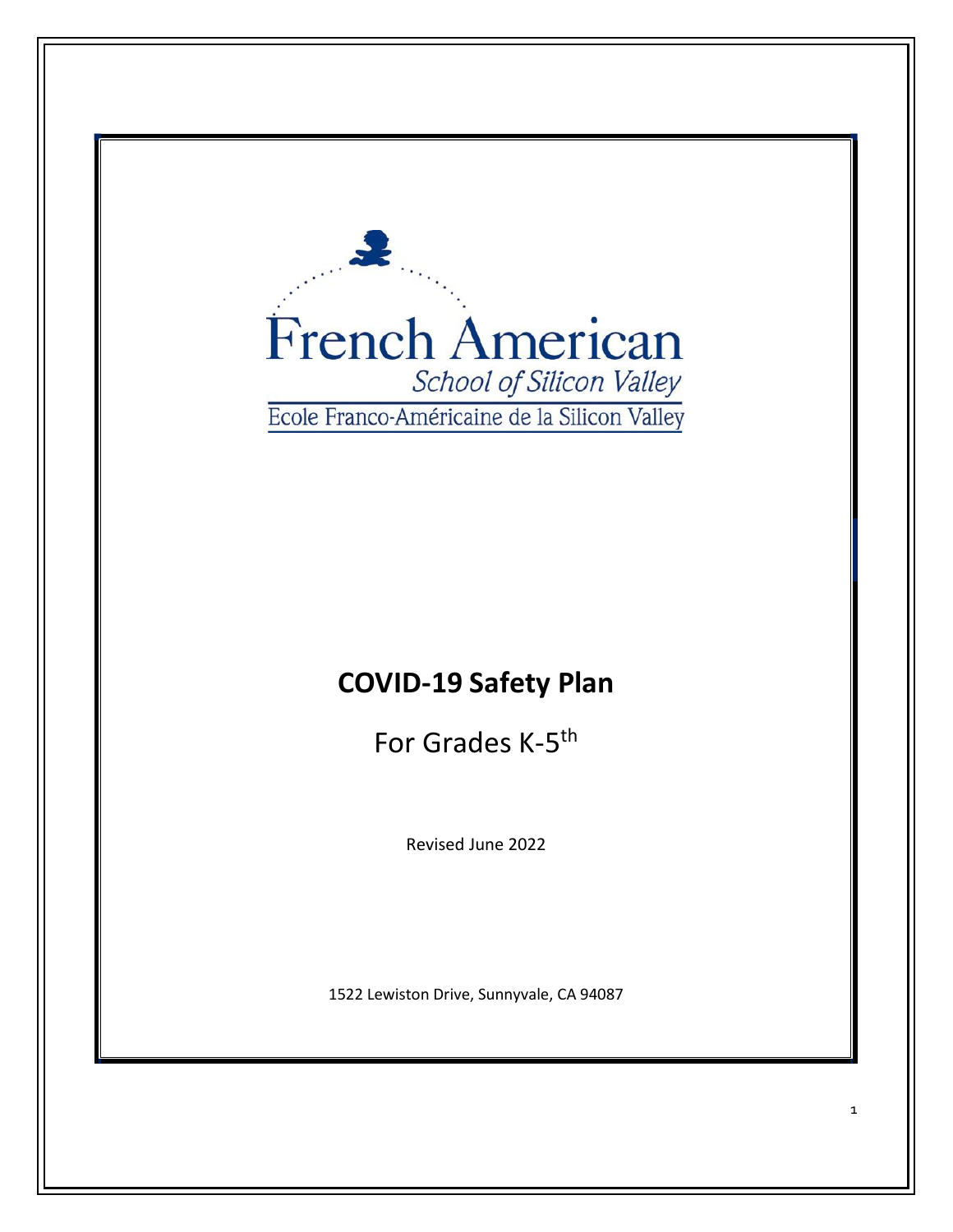French American

*School of Silicon Valley*

Ecole Franco-Américaine de la Silicon Valley

# COVID-19 Safety Plan

For Grades K-5th

Revised June 2022

1522 Lewiston Drive, Sunnyvale, CA 94087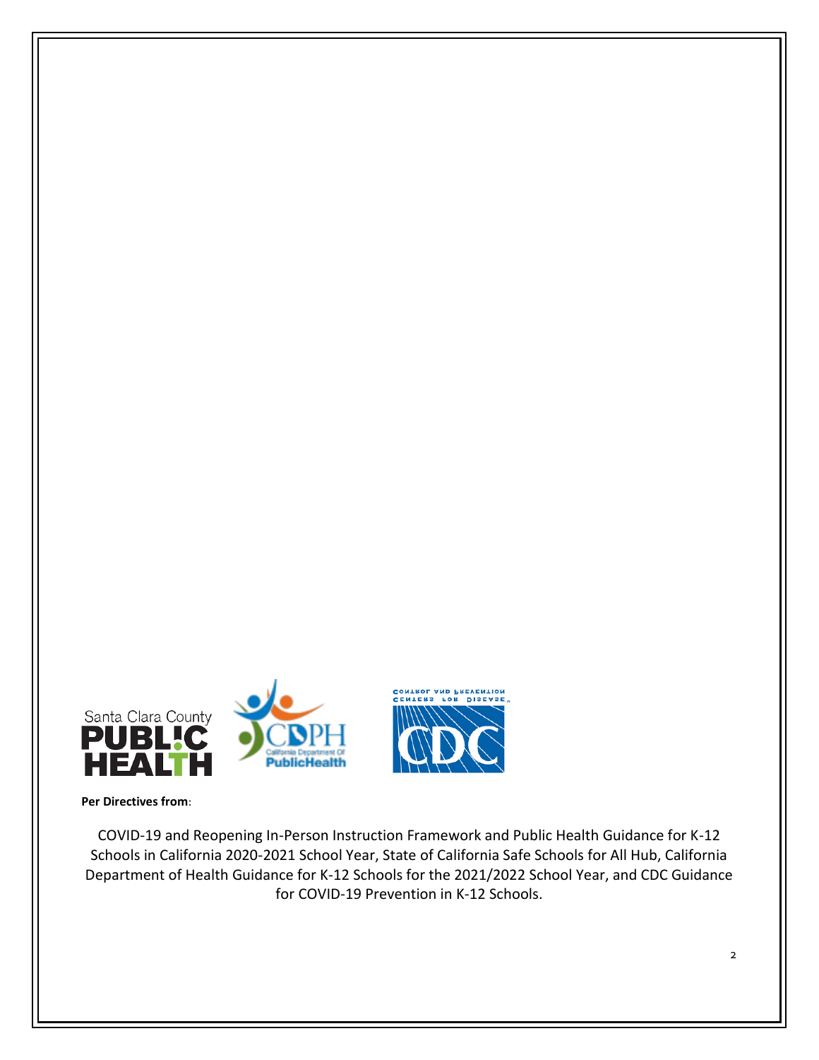**Per Directives from**:

COVID-19 and Reopening In-Person Instruction Framework and Public Health Guidance for K-12 Schools in California 2020-2021 School Year, State of California Safe Schools for All Hub, California Department of Health Guidance for K-12 Schools for the 2021/2022 School Year, and CDC Guidance for COVID-19 Prevention in K-12 Schools.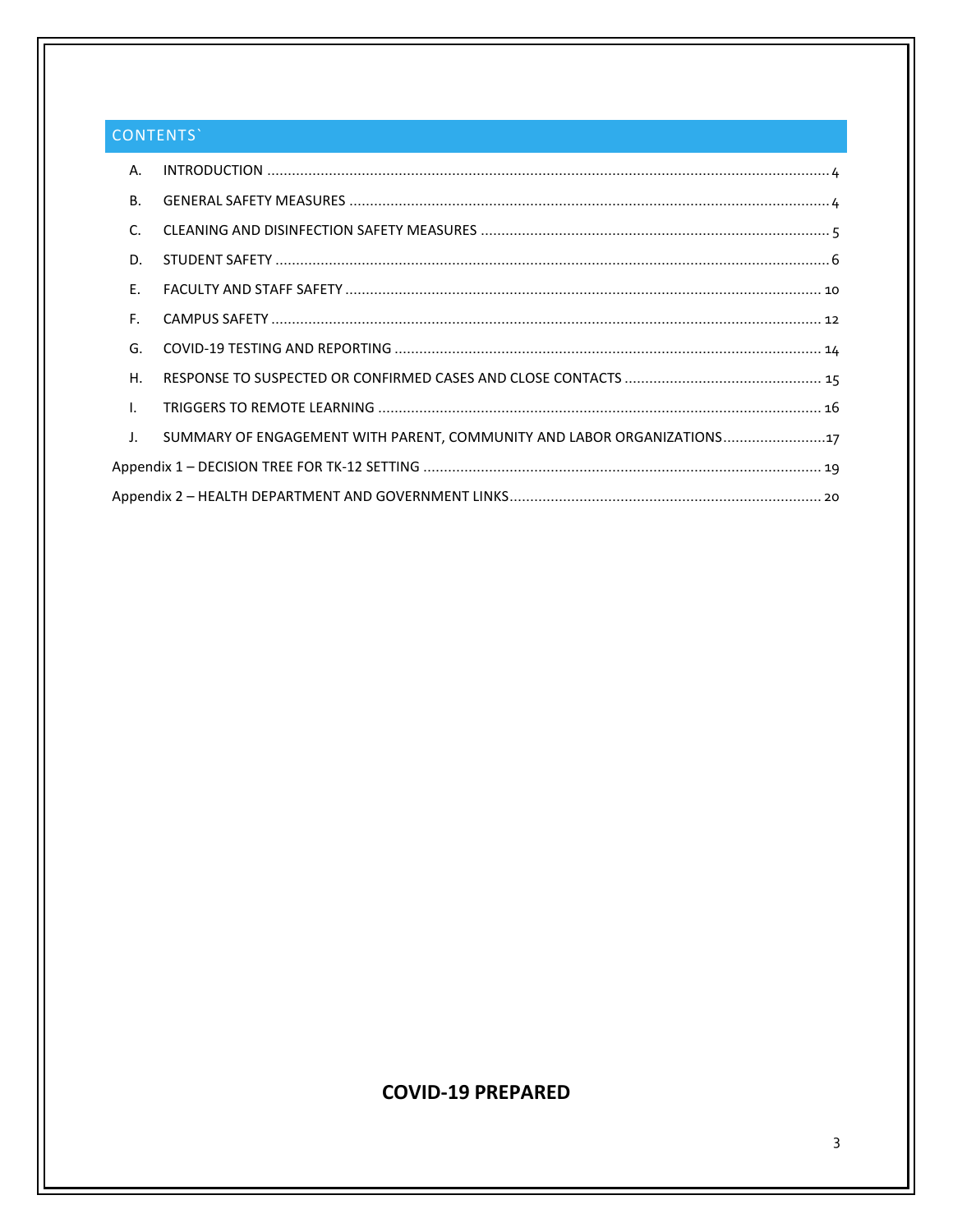## CONTENTS`

A. INTRODUCTION .......... 4

B. GENERAL SAFETY MEASURES .......... 4

C. CLEANING AND DISINFECTION SAFETY MEASURES .......... 5

D. STUDENT SAFETY .......... 6

E. FACULTY AND STAFF SAFETY .......... 10

F. CAMPUS SAFETY .......... 12

G. COVID-19 TESTING AND REPORTING .......... 14

H. RESPONSE TO SUSPECTED OR CONFIRMED CASES AND CLOSE CONTACTS .......... 15

I. TRIGGERS TO REMOTE LEARNING .......... 16

J. SUMMARY OF ENGAGEMENT WITH PARENT, COMMUNITY AND LABOR ORGANIZATIONS .......... 17

Appendix 1 – DECISION TREE FOR TK-12 SETTING .......... 19

Appendix 2 – HEALTH DEPARTMENT AND GOVERNMENT LINKS .......... 20

**COVID-19 PREPARED**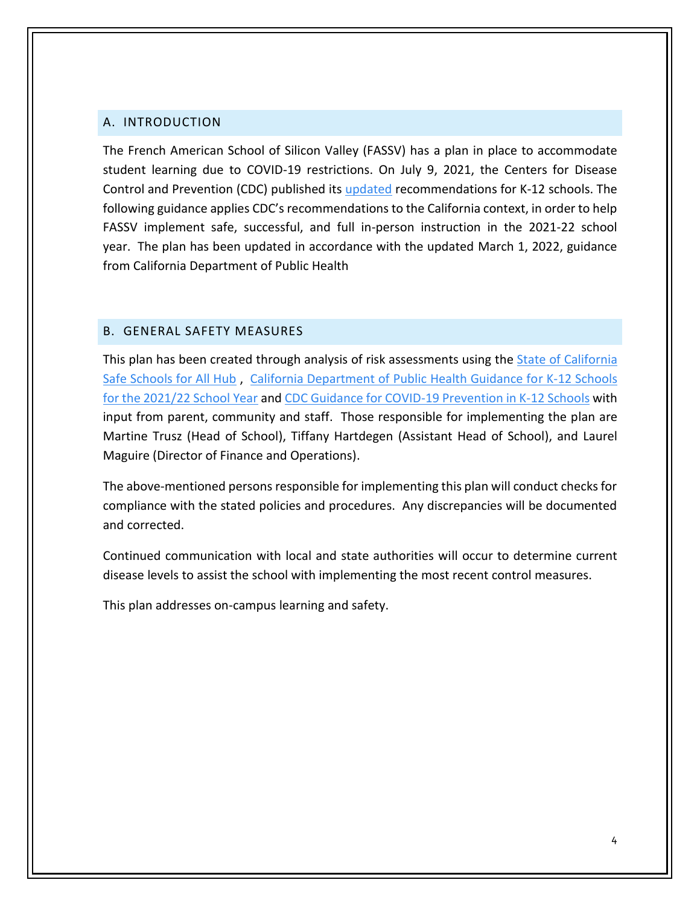## A. INTRODUCTION

The French American School of Silicon Valley (FASSV) has a plan in place to accommodate student learning due to COVID-19 restrictions. On July 9, 2021, the Centers for Disease Control and Prevention (CDC) published its updated recommendations for K-12 schools. The following guidance applies CDC's recommendations to the California context, in order to help FASSV implement safe, successful, and full in-person instruction in the 2021-22 school year. The plan has been updated in accordance with the updated March 1, 2022, guidance from California Department of Public Health

## B. GENERAL SAFETY MEASURES

This plan has been created through analysis of risk assessments using the State of California Safe Schools for All Hub , California Department of Public Health Guidance for K-12 Schools for the 2021/22 School Year and CDC Guidance for COVID-19 Prevention in K-12 Schools with input from parent, community and staff. Those responsible for implementing the plan are Martine Trusz (Head of School), Tiffany Hartdegen (Assistant Head of School), and Laurel Maguire (Director of Finance and Operations).

The above-mentioned persons responsible for implementing this plan will conduct checks for compliance with the stated policies and procedures. Any discrepancies will be documented and corrected.

Continued communication with local and state authorities will occur to determine current disease levels to assist the school with implementing the most recent control measures.

This plan addresses on-campus learning and safety.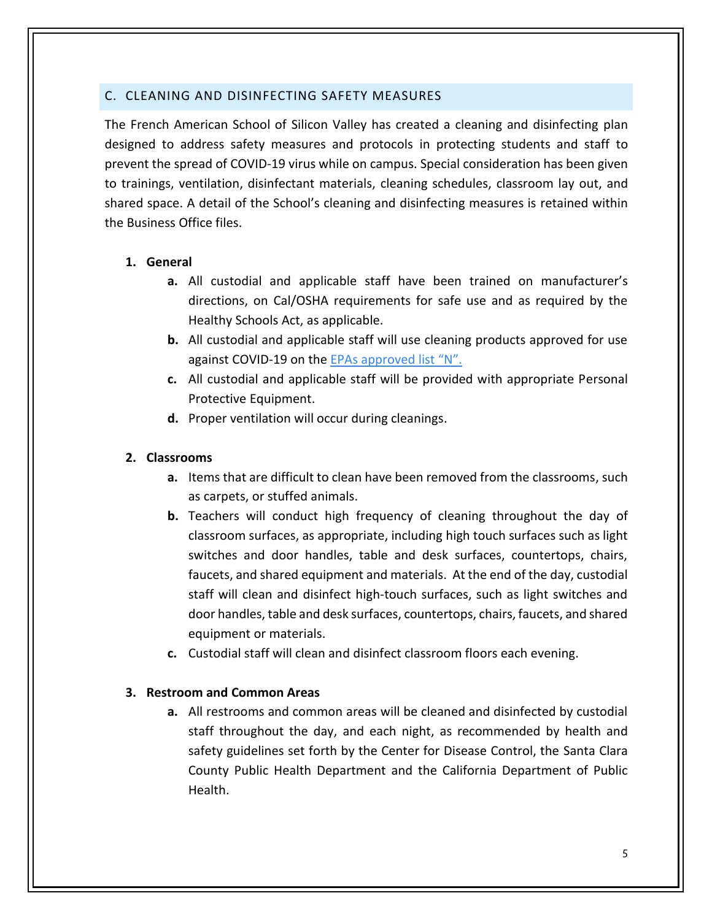## C. CLEANING AND DISINFECTING SAFETY MEASURES

The French American School of Silicon Valley has created a cleaning and disinfecting plan designed to address safety measures and protocols in protecting students and staff to prevent the spread of COVID-19 virus while on campus. Special consideration has been given to trainings, ventilation, disinfectant materials, cleaning schedules, classroom lay out, and shared space. A detail of the School's cleaning and disinfecting measures is retained within the Business Office files.

1. **General**
   - **a.** All custodial and applicable staff have been trained on manufacturer's directions, on Cal/OSHA requirements for safe use and as required by the Healthy Schools Act, as applicable.
   - **b.** All custodial and applicable staff will use cleaning products approved for use against COVID-19 on the EPAs approved list "N".
   - **c.** All custodial and applicable staff will be provided with appropriate Personal Protective Equipment.
   - **d.** Proper ventilation will occur during cleanings.

2. **Classrooms**
   - **a.** Items that are difficult to clean have been removed from the classrooms, such as carpets, or stuffed animals.
   - **b.** Teachers will conduct high frequency of cleaning throughout the day of classroom surfaces, as appropriate, including high touch surfaces such as light switches and door handles, table and desk surfaces, countertops, chairs, faucets, and shared equipment and materials. At the end of the day, custodial staff will clean and disinfect high-touch surfaces, such as light switches and door handles, table and desk surfaces, countertops, chairs, faucets, and shared equipment or materials.
   - **c.** Custodial staff will clean and disinfect classroom floors each evening.

3. **Restroom and Common Areas**
   - **a.** All restrooms and common areas will be cleaned and disinfected by custodial staff throughout the day, and each night, as recommended by health and safety guidelines set forth by the Center for Disease Control, the Santa Clara County Public Health Department and the California Department of Public Health.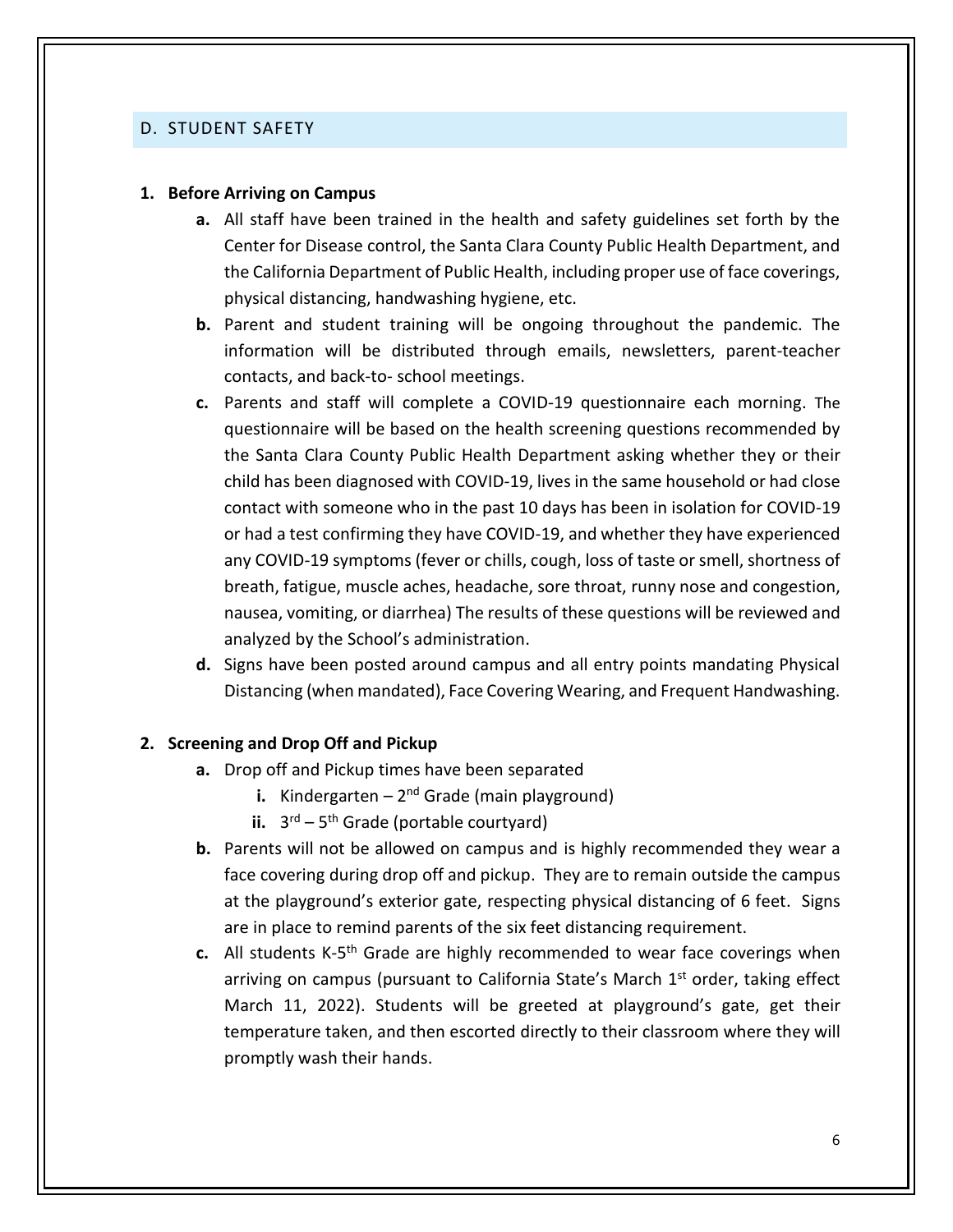## D. STUDENT SAFETY

**1. Before Arriving on Campus**

- **a.** All staff have been trained in the health and safety guidelines set forth by the Center for Disease control, the Santa Clara County Public Health Department, and the California Department of Public Health, including proper use of face coverings, physical distancing, handwashing hygiene, etc.
- **b.** Parent and student training will be ongoing throughout the pandemic. The information will be distributed through emails, newsletters, parent-teacher contacts, and back-to- school meetings.
- **c.** Parents and staff will complete a COVID-19 questionnaire each morning. The questionnaire will be based on the health screening questions recommended by the Santa Clara County Public Health Department asking whether they or their child has been diagnosed with COVID-19, lives in the same household or had close contact with someone who in the past 10 days has been in isolation for COVID-19 or had a test confirming they have COVID-19, and whether they have experienced any COVID-19 symptoms (fever or chills, cough, loss of taste or smell, shortness of breath, fatigue, muscle aches, headache, sore throat, runny nose and congestion, nausea, vomiting, or diarrhea) The results of these questions will be reviewed and analyzed by the School's administration.
- **d.** Signs have been posted around campus and all entry points mandating Physical Distancing (when mandated), Face Covering Wearing, and Frequent Handwashing.

**2. Screening and Drop Off and Pickup**

- **a.** Drop off and Pickup times have been separated
  - **i.** Kindergarten – 2nd Grade (main playground)
  - **ii.** 3rd – 5th Grade (portable courtyard)
- **b.** Parents will not be allowed on campus and is highly recommended they wear a face covering during drop off and pickup. They are to remain outside the campus at the playground's exterior gate, respecting physical distancing of 6 feet. Signs are in place to remind parents of the six feet distancing requirement.
- **c.** All students K-5th Grade are highly recommended to wear face coverings when arriving on campus (pursuant to California State's March 1st order, taking effect March 11, 2022). Students will be greeted at playground's gate, get their temperature taken, and then escorted directly to their classroom where they will promptly wash their hands.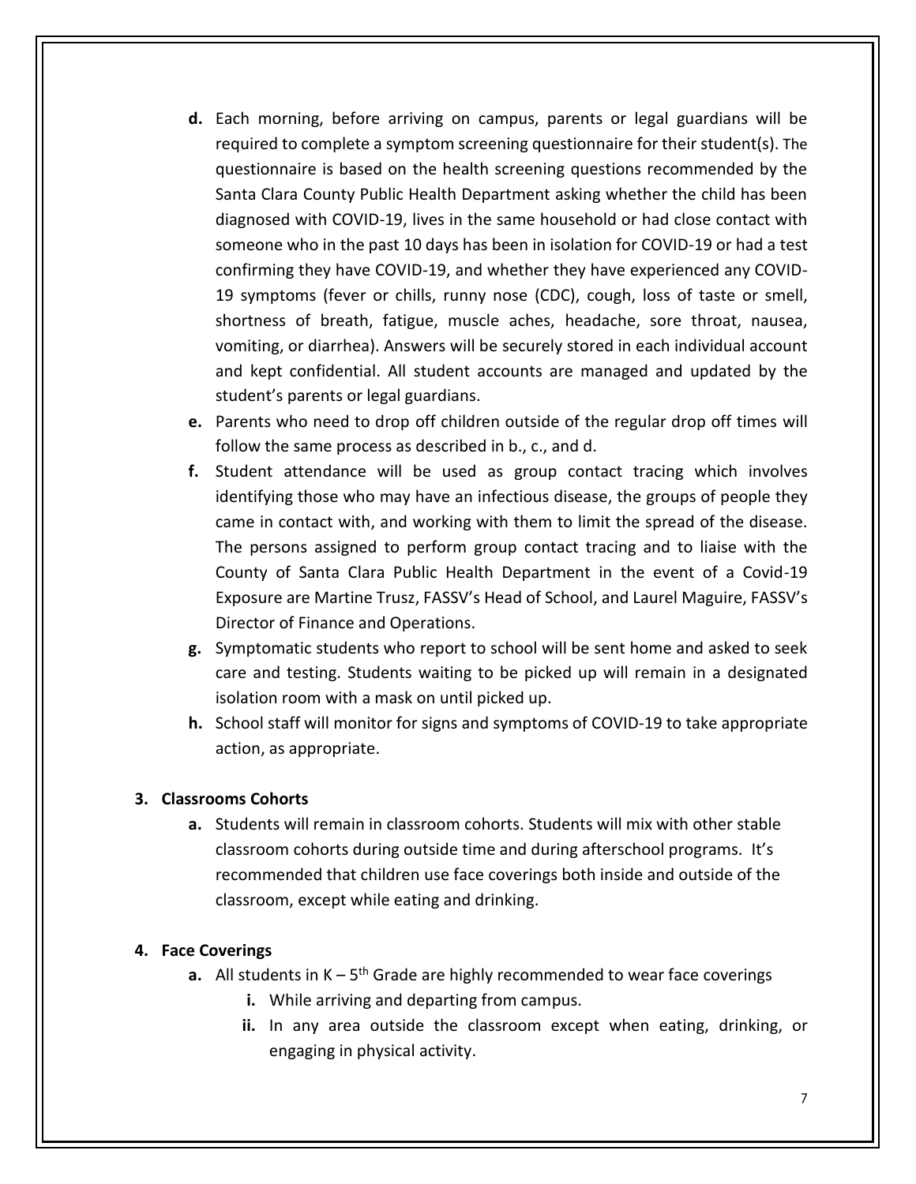- **d.** Each morning, before arriving on campus, parents or legal guardians will be required to complete a symptom screening questionnaire for their student(s). The questionnaire is based on the health screening questions recommended by the Santa Clara County Public Health Department asking whether the child has been diagnosed with COVID-19, lives in the same household or had close contact with someone who in the past 10 days has been in isolation for COVID-19 or had a test confirming they have COVID-19, and whether they have experienced any COVID-19 symptoms (fever or chills, runny nose (CDC), cough, loss of taste or smell, shortness of breath, fatigue, muscle aches, headache, sore throat, nausea, vomiting, or diarrhea). Answers will be securely stored in each individual account and kept confidential. All student accounts are managed and updated by the student's parents or legal guardians.
- **e.** Parents who need to drop off children outside of the regular drop off times will follow the same process as described in b., c., and d.
- **f.** Student attendance will be used as group contact tracing which involves identifying those who may have an infectious disease, the groups of people they came in contact with, and working with them to limit the spread of the disease. The persons assigned to perform group contact tracing and to liaise with the County of Santa Clara Public Health Department in the event of a Covid-19 Exposure are Martine Trusz, FASSV's Head of School, and Laurel Maguire, FASSV's Director of Finance and Operations.
- **g.** Symptomatic students who report to school will be sent home and asked to seek care and testing. Students waiting to be picked up will remain in a designated isolation room with a mask on until picked up.
- **h.** School staff will monitor for signs and symptoms of COVID-19 to take appropriate action, as appropriate.

**3. Classrooms Cohorts**

- **a.** Students will remain in classroom cohorts. Students will mix with other stable classroom cohorts during outside time and during afterschool programs. It's recommended that children use face coverings both inside and outside of the classroom, except while eating and drinking.

**4. Face Coverings**

- **a.** All students in K – 5th Grade are highly recommended to wear face coverings
  - **i.** While arriving and departing from campus.
  - **ii.** In any area outside the classroom except when eating, drinking, or engaging in physical activity.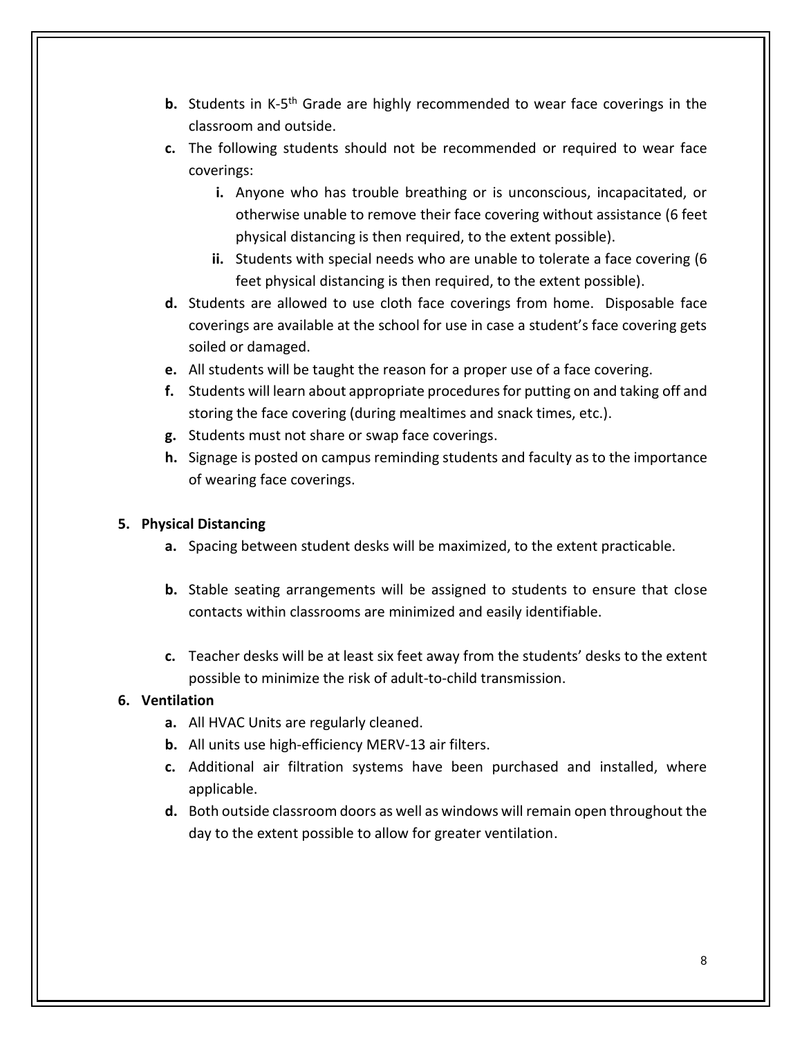- **b.** Students in K-5th Grade are highly recommended to wear face coverings in the classroom and outside.
- **c.** The following students should not be recommended or required to wear face coverings:
    - **i.** Anyone who has trouble breathing or is unconscious, incapacitated, or otherwise unable to remove their face covering without assistance (6 feet physical distancing is then required, to the extent possible).
    - **ii.** Students with special needs who are unable to tolerate a face covering (6 feet physical distancing is then required, to the extent possible).
- **d.** Students are allowed to use cloth face coverings from home. Disposable face coverings are available at the school for use in case a student's face covering gets soiled or damaged.
- **e.** All students will be taught the reason for a proper use of a face covering.
- **f.** Students will learn about appropriate procedures for putting on and taking off and storing the face covering (during mealtimes and snack times, etc.).
- **g.** Students must not share or swap face coverings.
- **h.** Signage is posted on campus reminding students and faculty as to the importance of wearing face coverings.

**5. Physical Distancing**

- **a.** Spacing between student desks will be maximized, to the extent practicable.
- **b.** Stable seating arrangements will be assigned to students to ensure that close contacts within classrooms are minimized and easily identifiable.
- **c.** Teacher desks will be at least six feet away from the students' desks to the extent possible to minimize the risk of adult-to-child transmission.

**6. Ventilation**

- **a.** All HVAC Units are regularly cleaned.
- **b.** All units use high-efficiency MERV-13 air filters.
- **c.** Additional air filtration systems have been purchased and installed, where applicable.
- **d.** Both outside classroom doors as well as windows will remain open throughout the day to the extent possible to allow for greater ventilation.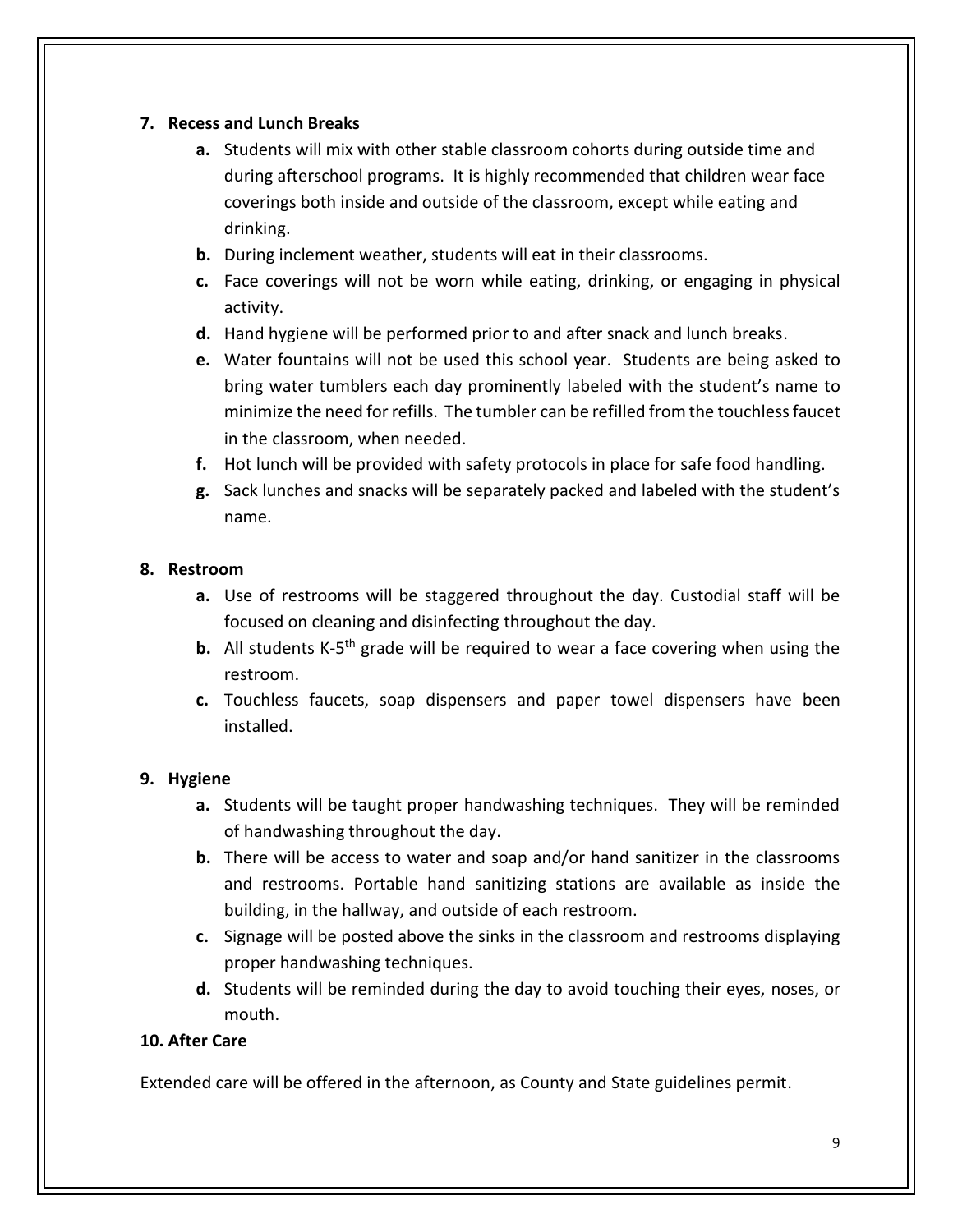**7. Recess and Lunch Breaks**

- **a.** Students will mix with other stable classroom cohorts during outside time and during afterschool programs. It is highly recommended that children wear face coverings both inside and outside of the classroom, except while eating and drinking.
- **b.** During inclement weather, students will eat in their classrooms.
- **c.** Face coverings will not be worn while eating, drinking, or engaging in physical activity.
- **d.** Hand hygiene will be performed prior to and after snack and lunch breaks.
- **e.** Water fountains will not be used this school year. Students are being asked to bring water tumblers each day prominently labeled with the student's name to minimize the need for refills. The tumbler can be refilled from the touchless faucet in the classroom, when needed.
- **f.** Hot lunch will be provided with safety protocols in place for safe food handling.
- **g.** Sack lunches and snacks will be separately packed and labeled with the student's name.

**8. Restroom**

- **a.** Use of restrooms will be staggered throughout the day. Custodial staff will be focused on cleaning and disinfecting throughout the day.
- **b.** All students K-5th grade will be required to wear a face covering when using the restroom.
- **c.** Touchless faucets, soap dispensers and paper towel dispensers have been installed.

**9. Hygiene**

- **a.** Students will be taught proper handwashing techniques. They will be reminded of handwashing throughout the day.
- **b.** There will be access to water and soap and/or hand sanitizer in the classrooms and restrooms. Portable hand sanitizing stations are available as inside the building, in the hallway, and outside of each restroom.
- **c.** Signage will be posted above the sinks in the classroom and restrooms displaying proper handwashing techniques.
- **d.** Students will be reminded during the day to avoid touching their eyes, noses, or mouth.

**10. After Care**

Extended care will be offered in the afternoon, as County and State guidelines permit.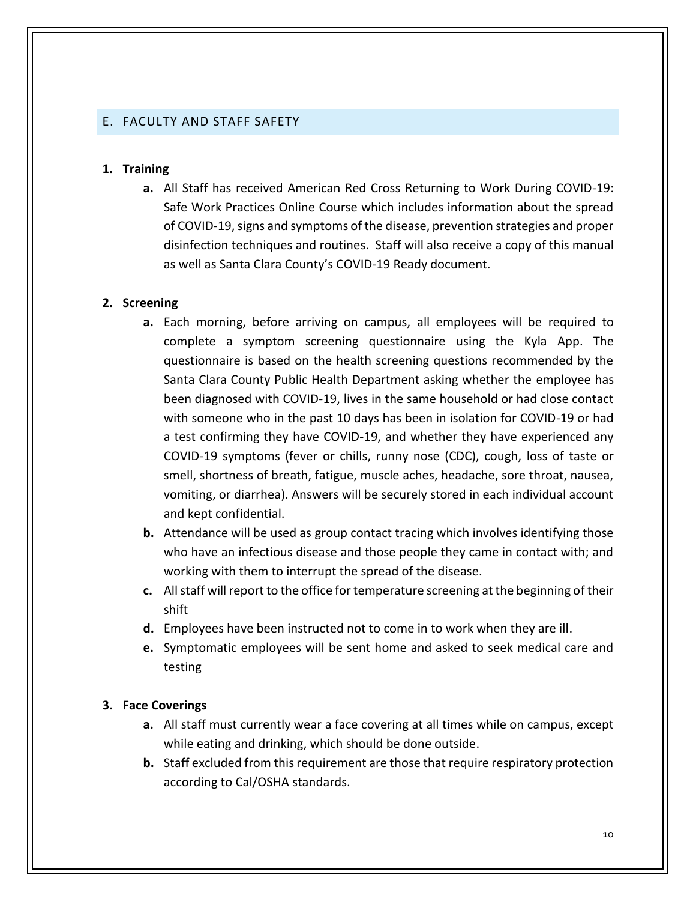## E. FACULTY AND STAFF SAFETY

1. **Training**
   - **a.** All Staff has received American Red Cross Returning to Work During COVID-19: Safe Work Practices Online Course which includes information about the spread of COVID-19, signs and symptoms of the disease, prevention strategies and proper disinfection techniques and routines. Staff will also receive a copy of this manual as well as Santa Clara County's COVID-19 Ready document.

2. **Screening**
   - **a.** Each morning, before arriving on campus, all employees will be required to complete a symptom screening questionnaire using the Kyla App. The questionnaire is based on the health screening questions recommended by the Santa Clara County Public Health Department asking whether the employee has been diagnosed with COVID-19, lives in the same household or had close contact with someone who in the past 10 days has been in isolation for COVID-19 or had a test confirming they have COVID-19, and whether they have experienced any COVID-19 symptoms (fever or chills, runny nose (CDC), cough, loss of taste or smell, shortness of breath, fatigue, muscle aches, headache, sore throat, nausea, vomiting, or diarrhea). Answers will be securely stored in each individual account and kept confidential.
   - **b.** Attendance will be used as group contact tracing which involves identifying those who have an infectious disease and those people they came in contact with; and working with them to interrupt the spread of the disease.
   - **c.** All staff will report to the office for temperature screening at the beginning of their shift
   - **d.** Employees have been instructed not to come in to work when they are ill.
   - **e.** Symptomatic employees will be sent home and asked to seek medical care and testing

3. **Face Coverings**
   - **a.** All staff must currently wear a face covering at all times while on campus, except while eating and drinking, which should be done outside.
   - **b.** Staff excluded from this requirement are those that require respiratory protection according to Cal/OSHA standards.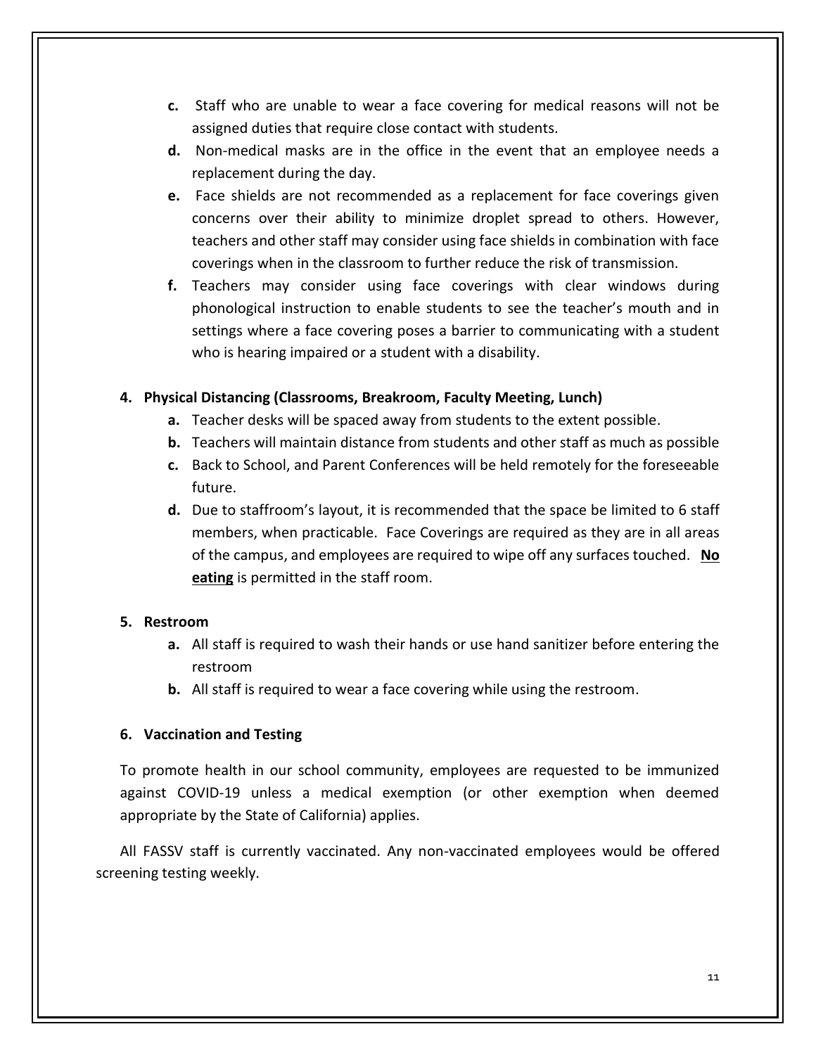c. Staff who are unable to wear a face covering for medical reasons will not be assigned duties that require close contact with students.

d. Non-medical masks are in the office in the event that an employee needs a replacement during the day.

e. Face shields are not recommended as a replacement for face coverings given concerns over their ability to minimize droplet spread to others. However, teachers and other staff may consider using face shields in combination with face coverings when in the classroom to further reduce the risk of transmission.

f. Teachers may consider using face coverings with clear windows during phonological instruction to enable students to see the teacher's mouth and in settings where a face covering poses a barrier to communicating with a student who is hearing impaired or a student with a disability.

**4. Physical Distancing (Classrooms, Breakroom, Faculty Meeting, Lunch)**

a. Teacher desks will be spaced away from students to the extent possible.

b. Teachers will maintain distance from students and other staff as much as possible

c. Back to School, and Parent Conferences will be held remotely for the foreseeable future.

d. Due to staffroom's layout, it is recommended that the space be limited to 6 staff members, when practicable. Face Coverings are required as they are in all areas of the campus, and employees are required to wipe off any surfaces touched. **No eating** is permitted in the staff room.

**5. Restroom**

a. All staff is required to wash their hands or use hand sanitizer before entering the restroom

b. All staff is required to wear a face covering while using the restroom.

**6. Vaccination and Testing**

To promote health in our school community, employees are requested to be immunized against COVID-19 unless a medical exemption (or other exemption when deemed appropriate by the State of California) applies.

All FASSV staff is currently vaccinated. Any non-vaccinated employees would be offered screening testing weekly.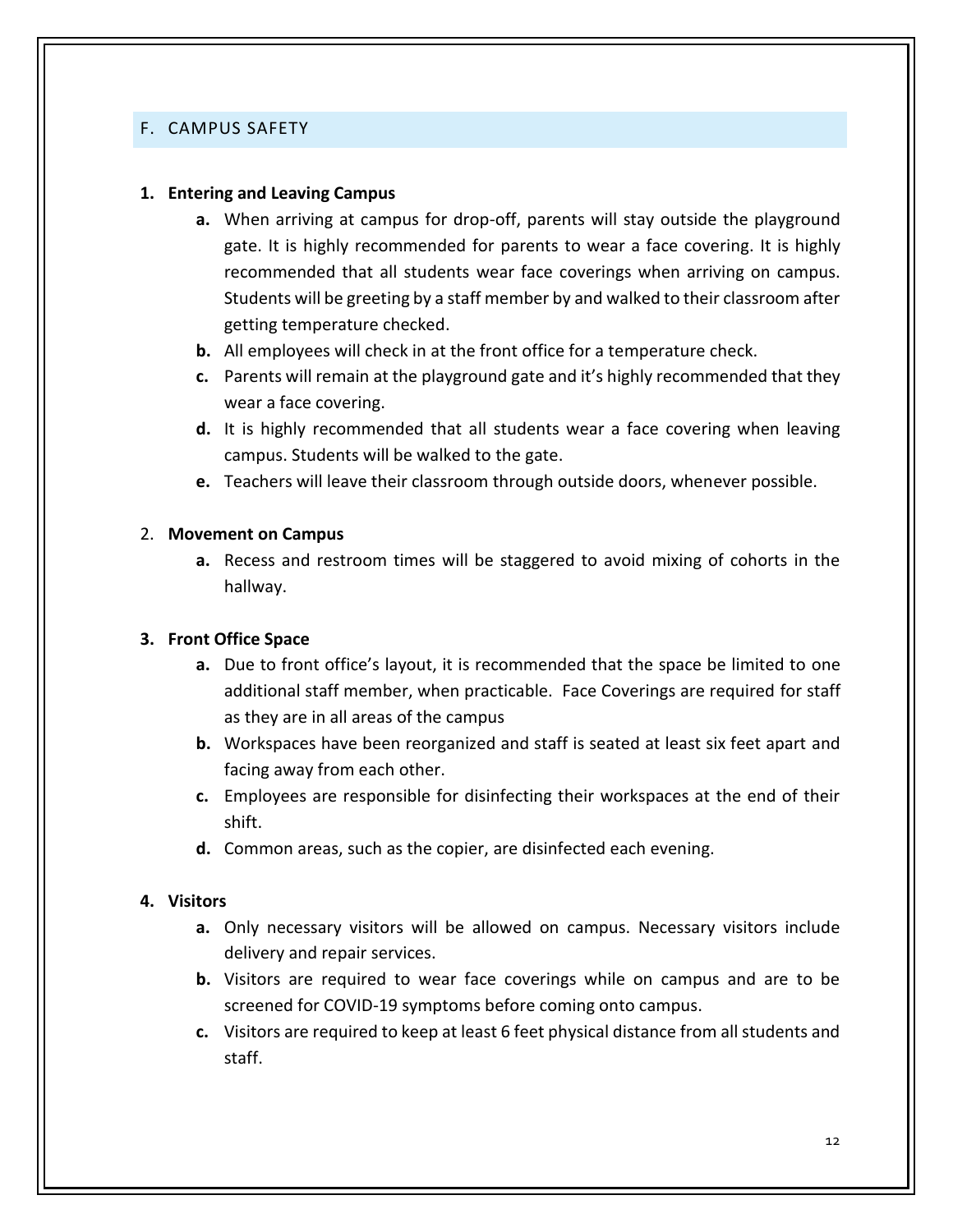## F. CAMPUS SAFETY

**1. Entering and Leaving Campus**

- **a.** When arriving at campus for drop-off, parents will stay outside the playground gate. It is highly recommended for parents to wear a face covering. It is highly recommended that all students wear face coverings when arriving on campus. Students will be greeting by a staff member by and walked to their classroom after getting temperature checked.
- **b.** All employees will check in at the front office for a temperature check.
- **c.** Parents will remain at the playground gate and it's highly recommended that they wear a face covering.
- **d.** It is highly recommended that all students wear a face covering when leaving campus. Students will be walked to the gate.
- **e.** Teachers will leave their classroom through outside doors, whenever possible.

2. **Movement on Campus**

- **a.** Recess and restroom times will be staggered to avoid mixing of cohorts in the hallway.

**3. Front Office Space**

- **a.** Due to front office's layout, it is recommended that the space be limited to one additional staff member, when practicable. Face Coverings are required for staff as they are in all areas of the campus
- **b.** Workspaces have been reorganized and staff is seated at least six feet apart and facing away from each other.
- **c.** Employees are responsible for disinfecting their workspaces at the end of their shift.
- **d.** Common areas, such as the copier, are disinfected each evening.

**4. Visitors**

- **a.** Only necessary visitors will be allowed on campus. Necessary visitors include delivery and repair services.
- **b.** Visitors are required to wear face coverings while on campus and are to be screened for COVID-19 symptoms before coming onto campus.
- **c.** Visitors are required to keep at least 6 feet physical distance from all students and staff.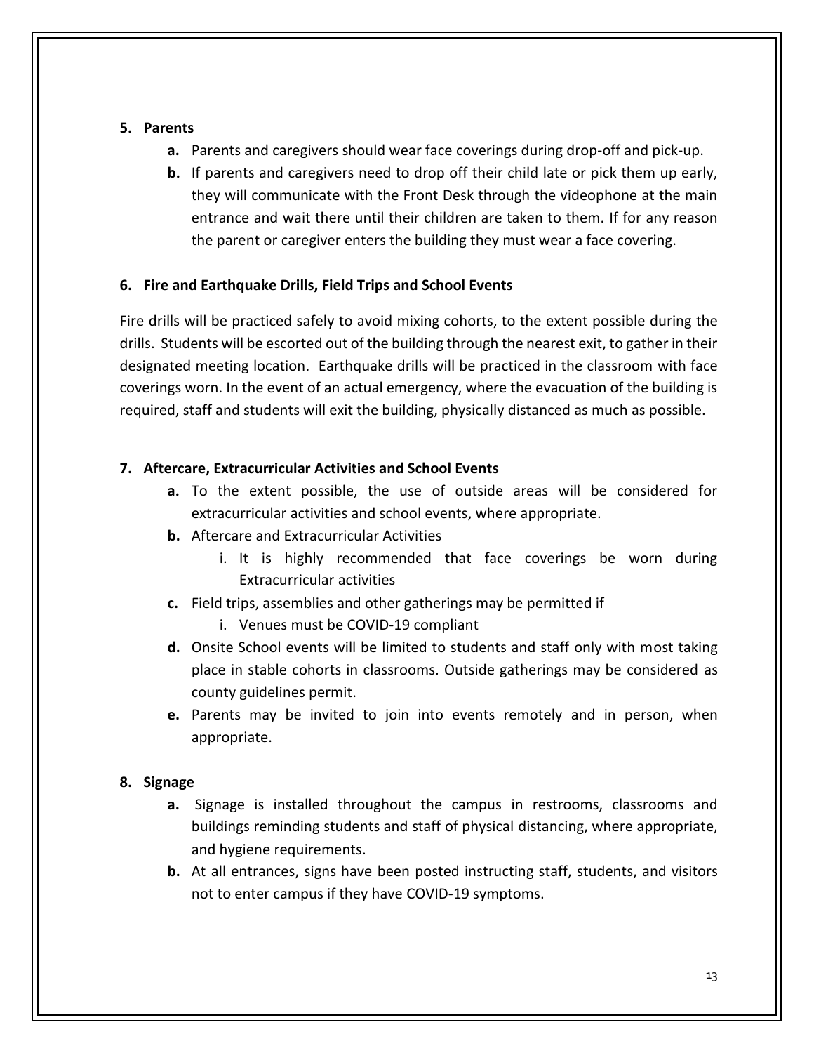**5. Parents**

- **a.** Parents and caregivers should wear face coverings during drop-off and pick-up.
- **b.** If parents and caregivers need to drop off their child late or pick them up early, they will communicate with the Front Desk through the videophone at the main entrance and wait there until their children are taken to them. If for any reason the parent or caregiver enters the building they must wear a face covering.

**6. Fire and Earthquake Drills, Field Trips and School Events**

Fire drills will be practiced safely to avoid mixing cohorts, to the extent possible during the drills. Students will be escorted out of the building through the nearest exit, to gather in their designated meeting location. Earthquake drills will be practiced in the classroom with face coverings worn. In the event of an actual emergency, where the evacuation of the building is required, staff and students will exit the building, physically distanced as much as possible.

**7. Aftercare, Extracurricular Activities and School Events**

- **a.** To the extent possible, the use of outside areas will be considered for extracurricular activities and school events, where appropriate.
- **b.** Aftercare and Extracurricular Activities
  - i. It is highly recommended that face coverings be worn during Extracurricular activities
- **c.** Field trips, assemblies and other gatherings may be permitted if
  - i. Venues must be COVID-19 compliant
- **d.** Onsite School events will be limited to students and staff only with most taking place in stable cohorts in classrooms. Outside gatherings may be considered as county guidelines permit.
- **e.** Parents may be invited to join into events remotely and in person, when appropriate.

**8. Signage**

- **a.** Signage is installed throughout the campus in restrooms, classrooms and buildings reminding students and staff of physical distancing, where appropriate, and hygiene requirements.
- **b.** At all entrances, signs have been posted instructing staff, students, and visitors not to enter campus if they have COVID-19 symptoms.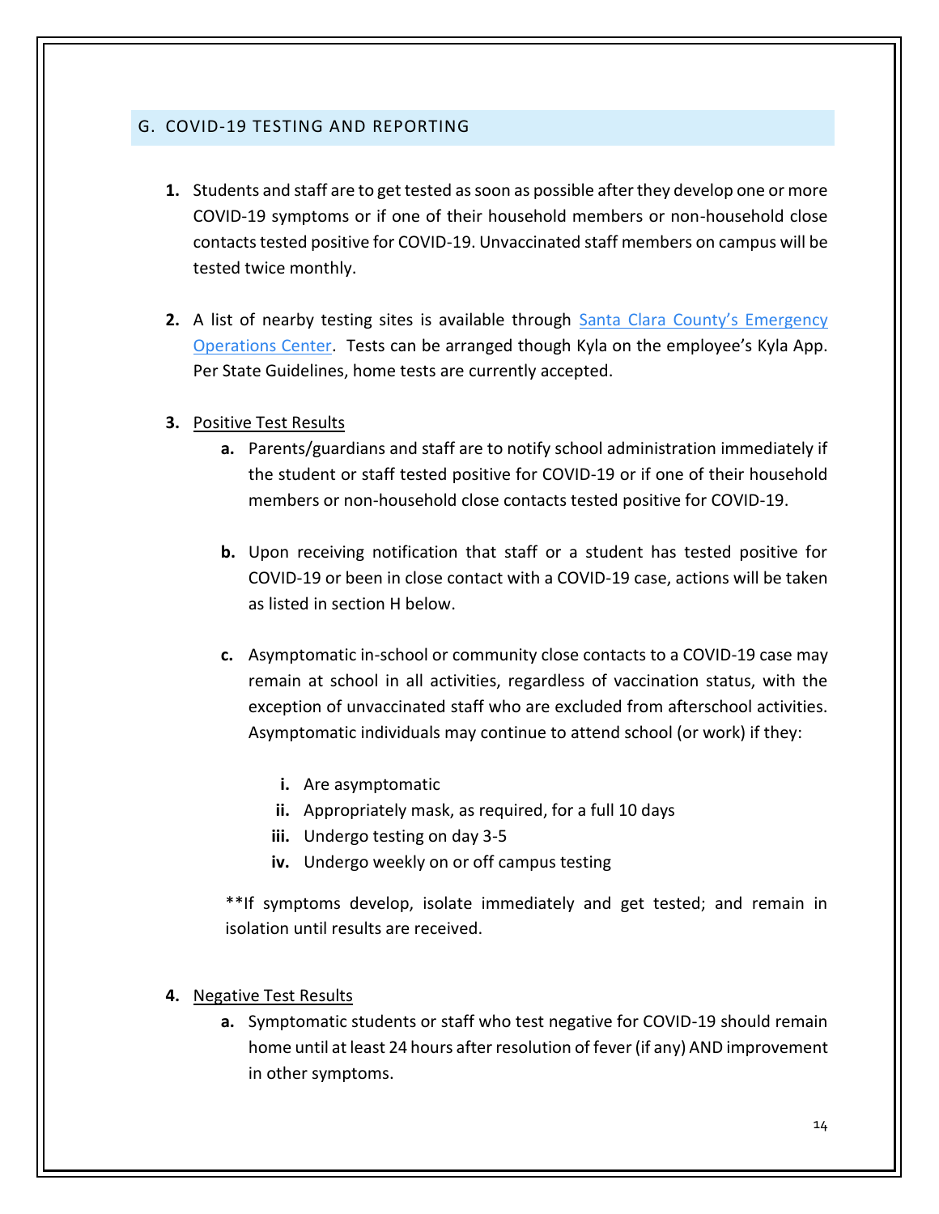## G. COVID-19 TESTING AND REPORTING

1. Students and staff are to get tested as soon as possible after they develop one or more COVID-19 symptoms or if one of their household members or non-household close contacts tested positive for COVID-19. Unvaccinated staff members on campus will be tested twice monthly.

2. A list of nearby testing sites is available through [Santa Clara County's Emergency Operations Center](). Tests can be arranged though Kyla on the employee's Kyla App. Per State Guidelines, home tests are currently accepted.

3. <u>Positive Test Results</u>
   a. Parents/guardians and staff are to notify school administration immediately if the student or staff tested positive for COVID-19 or if one of their household members or non-household close contacts tested positive for COVID-19.

   b. Upon receiving notification that staff or a student has tested positive for COVID-19 or been in close contact with a COVID-19 case, actions will be taken as listed in section H below.

   c. Asymptomatic in-school or community close contacts to a COVID-19 case may remain at school in all activities, regardless of vaccination status, with the exception of unvaccinated staff who are excluded from afterschool activities. Asymptomatic individuals may continue to attend school (or work) if they:

      i. Are asymptomatic
      ii. Appropriately mask, as required, for a full 10 days
      iii. Undergo testing on day 3-5
      iv. Undergo weekly on or off campus testing

   **If symptoms develop, isolate immediately and get tested; and remain in isolation until results are received.

4. <u>Negative Test Results</u>
   a. Symptomatic students or staff who test negative for COVID-19 should remain home until at least 24 hours after resolution of fever (if any) AND improvement in other symptoms.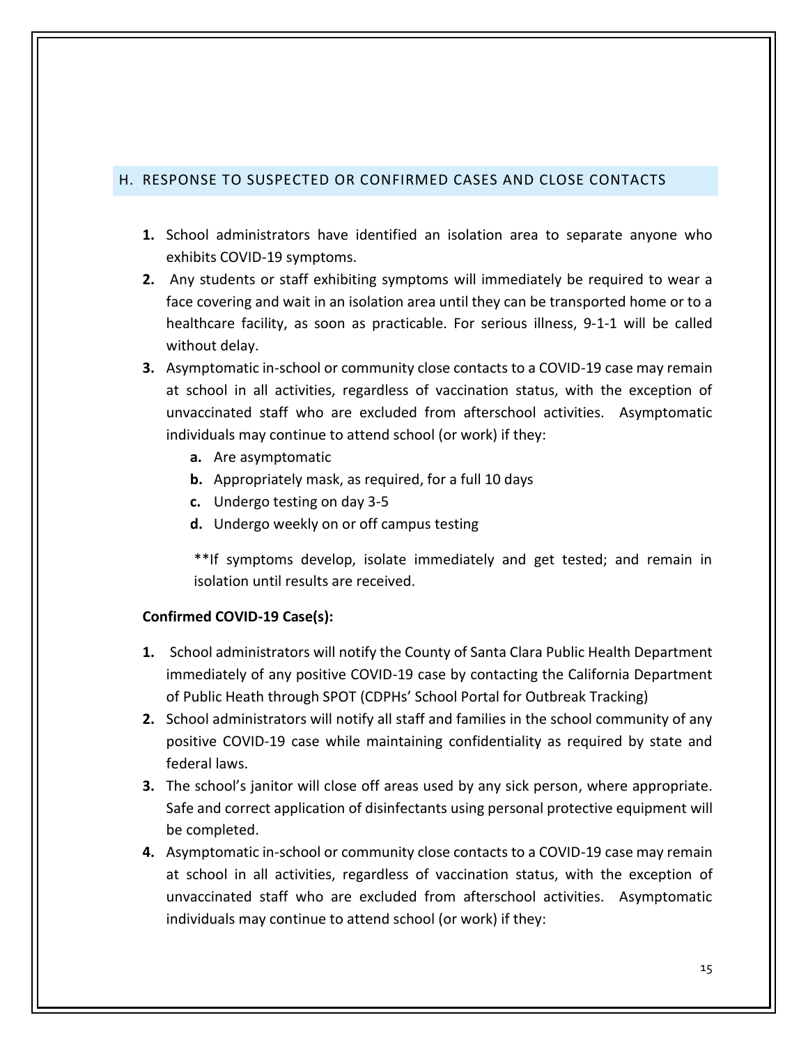## H. RESPONSE TO SUSPECTED OR CONFIRMED CASES AND CLOSE CONTACTS

1. School administrators have identified an isolation area to separate anyone who exhibits COVID-19 symptoms.
2. Any students or staff exhibiting symptoms will immediately be required to wear a face covering and wait in an isolation area until they can be transported home or to a healthcare facility, as soon as practicable. For serious illness, 9-1-1 will be called without delay.
3. Asymptomatic in-school or community close contacts to a COVID-19 case may remain at school in all activities, regardless of vaccination status, with the exception of unvaccinated staff who are excluded from afterschool activities. Asymptomatic individuals may continue to attend school (or work) if they:
   - **a.** Are asymptomatic
   - **b.** Appropriately mask, as required, for a full 10 days
   - **c.** Undergo testing on day 3-5
   - **d.** Undergo weekly on or off campus testing

   **If symptoms develop, isolate immediately and get tested; and remain in isolation until results are received.

**Confirmed COVID-19 Case(s):**

1. School administrators will notify the County of Santa Clara Public Health Department immediately of any positive COVID-19 case by contacting the California Department of Public Heath through SPOT (CDPHs' School Portal for Outbreak Tracking)
2. School administrators will notify all staff and families in the school community of any positive COVID-19 case while maintaining confidentiality as required by state and federal laws.
3. The school's janitor will close off areas used by any sick person, where appropriate. Safe and correct application of disinfectants using personal protective equipment will be completed.
4. Asymptomatic in-school or community close contacts to a COVID-19 case may remain at school in all activities, regardless of vaccination status, with the exception of unvaccinated staff who are excluded from afterschool activities. Asymptomatic individuals may continue to attend school (or work) if they: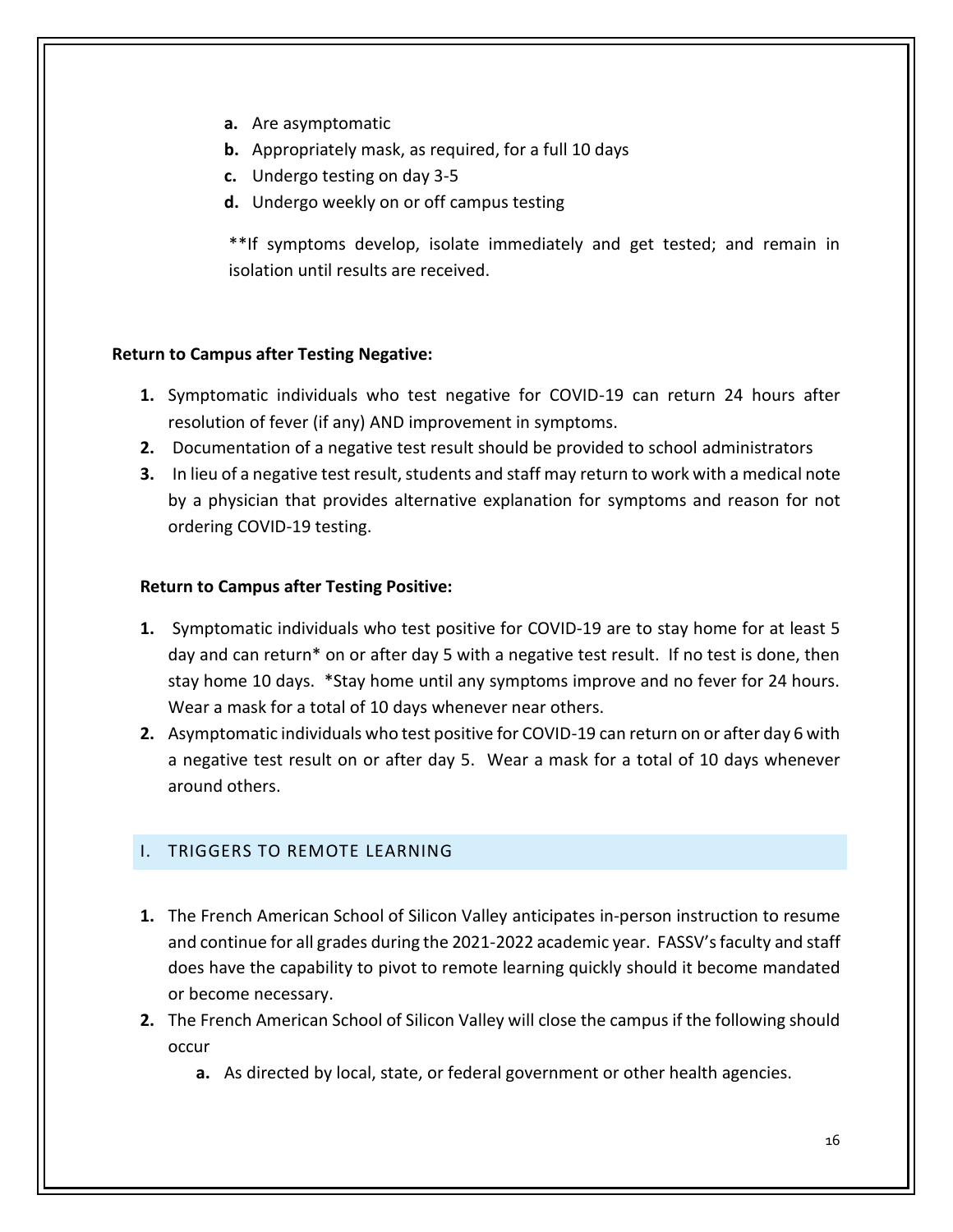a. Are asymptomatic
b. Appropriately mask, as required, for a full 10 days
c. Undergo testing on day 3-5
d. Undergo weekly on or off campus testing

**If symptoms develop, isolate immediately and get tested; and remain in isolation until results are received.

**Return to Campus after Testing Negative:**

1. Symptomatic individuals who test negative for COVID-19 can return 24 hours after resolution of fever (if any) AND improvement in symptoms.
2. Documentation of a negative test result should be provided to school administrators
3. In lieu of a negative test result, students and staff may return to work with a medical note by a physician that provides alternative explanation for symptoms and reason for not ordering COVID-19 testing.

**Return to Campus after Testing Positive:**

1. Symptomatic individuals who test positive for COVID-19 are to stay home for at least 5 day and can return* on or after day 5 with a negative test result. If no test is done, then stay home 10 days. *Stay home until any symptoms improve and no fever for 24 hours. Wear a mask for a total of 10 days whenever near others.
2. Asymptomatic individuals who test positive for COVID-19 can return on or after day 6 with a negative test result on or after day 5. Wear a mask for a total of 10 days whenever around others.

## I. TRIGGERS TO REMOTE LEARNING

1. The French American School of Silicon Valley anticipates in-person instruction to resume and continue for all grades during the 2021-2022 academic year. FASSV's faculty and staff does have the capability to pivot to remote learning quickly should it become mandated or become necessary.
2. The French American School of Silicon Valley will close the campus if the following should occur
   a. As directed by local, state, or federal government or other health agencies.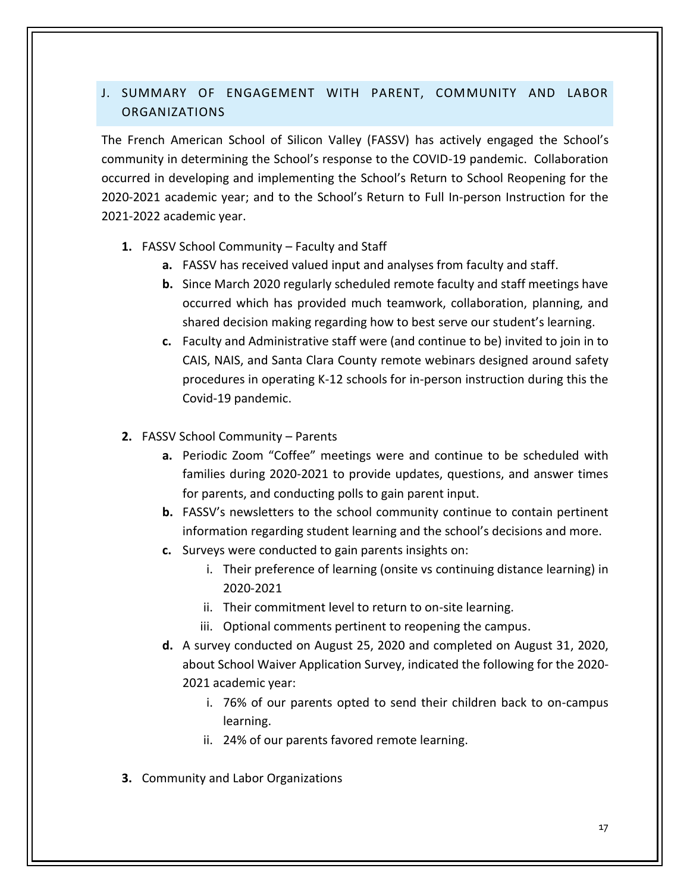## J. SUMMARY OF ENGAGEMENT WITH PARENT, COMMUNITY AND LABOR ORGANIZATIONS

The French American School of Silicon Valley (FASSV) has actively engaged the School's community in determining the School's response to the COVID-19 pandemic. Collaboration occurred in developing and implementing the School's Return to School Reopening for the 2020-2021 academic year; and to the School's Return to Full In-person Instruction for the 2021-2022 academic year.

1. FASSV School Community – Faculty and Staff
   - **a.** FASSV has received valued input and analyses from faculty and staff.
   - **b.** Since March 2020 regularly scheduled remote faculty and staff meetings have occurred which has provided much teamwork, collaboration, planning, and shared decision making regarding how to best serve our student's learning.
   - **c.** Faculty and Administrative staff were (and continue to be) invited to join in to CAIS, NAIS, and Santa Clara County remote webinars designed around safety procedures in operating K-12 schools for in-person instruction during this the Covid-19 pandemic.

2. FASSV School Community – Parents
   - **a.** Periodic Zoom "Coffee" meetings were and continue to be scheduled with families during 2020-2021 to provide updates, questions, and answer times for parents, and conducting polls to gain parent input.
   - **b.** FASSV's newsletters to the school community continue to contain pertinent information regarding student learning and the school's decisions and more.
   - **c.** Surveys were conducted to gain parents insights on:
     - i. Their preference of learning (onsite vs continuing distance learning) in 2020-2021
     - ii. Their commitment level to return to on-site learning.
     - iii. Optional comments pertinent to reopening the campus.
   - **d.** A survey conducted on August 25, 2020 and completed on August 31, 2020, about School Waiver Application Survey, indicated the following for the 2020-2021 academic year:
     - i. 76% of our parents opted to send their children back to on-campus learning.
     - ii. 24% of our parents favored remote learning.

3. Community and Labor Organizations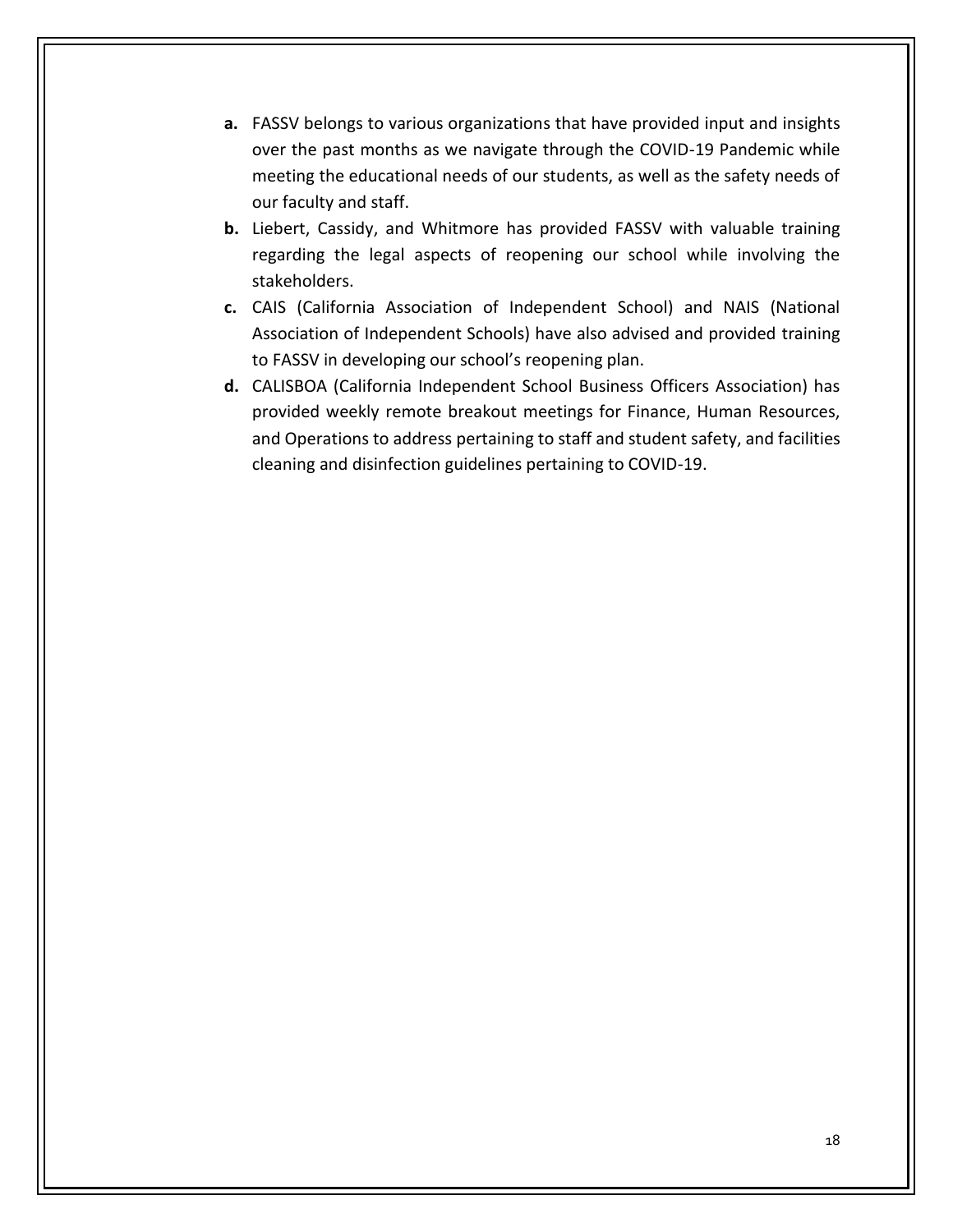**a.** FASSV belongs to various organizations that have provided input and insights over the past months as we navigate through the COVID-19 Pandemic while meeting the educational needs of our students, as well as the safety needs of our faculty and staff.

**b.** Liebert, Cassidy, and Whitmore has provided FASSV with valuable training regarding the legal aspects of reopening our school while involving the stakeholders.

**c.** CAIS (California Association of Independent School) and NAIS (National Association of Independent Schools) have also advised and provided training to FASSV in developing our school's reopening plan.

**d.** CALISBOA (California Independent School Business Officers Association) has provided weekly remote breakout meetings for Finance, Human Resources, and Operations to address pertaining to staff and student safety, and facilities cleaning and disinfection guidelines pertaining to COVID-19.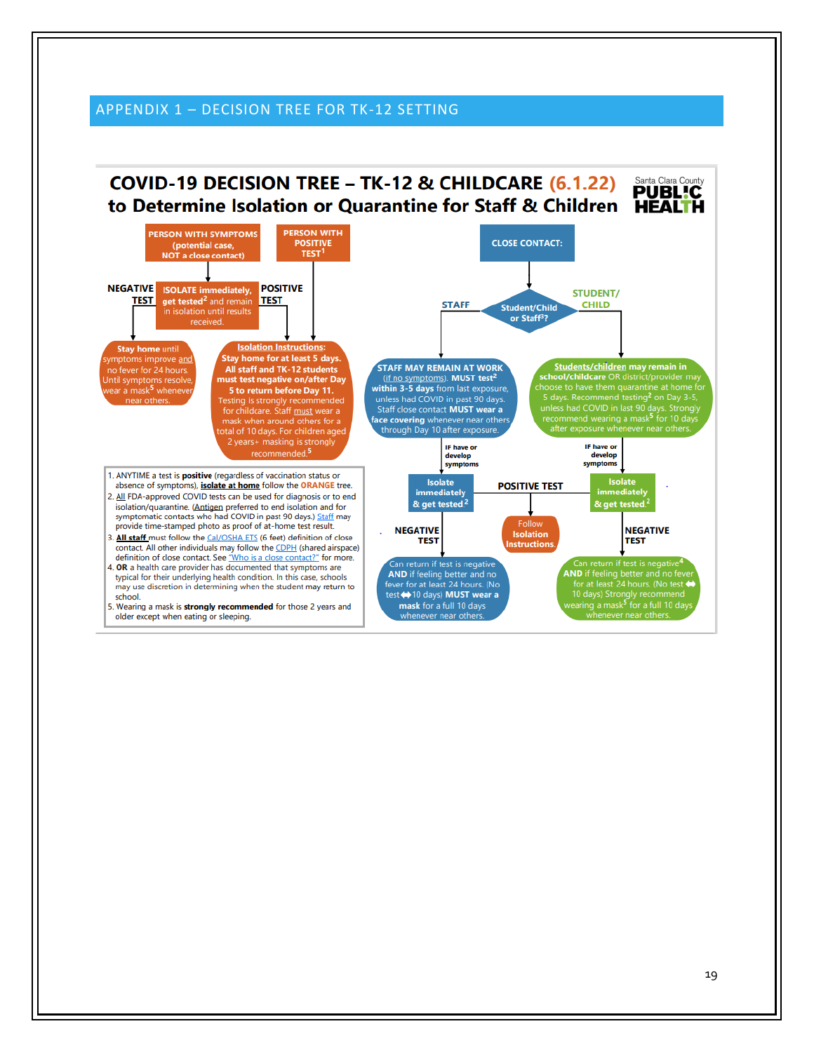## APPENDIX 1 – DECISION TREE FOR TK-12 SETTING

# COVID-19 DECISION TREE – TK-12 & CHILDCARE (6.1.22) to Determine Isolation or Quarantine for Staff & Children

Santa Clara County PUBLIC HEALTH

**PERSON WITH SYMPTOMS** (potential case, NOT a close contact)

**PERSON WITH POSITIVE TEST**[1]

**ISOLATE immediately, get tested**[2] and remain in isolation until results received.

- **NEGATIVE TEST** → **Stay home** until symptoms improve and no fever for 24 hours. Until symptoms resolve, wear a mask[5] whenever near others.
- **POSITIVE TEST** → **Isolation Instructions:** **Stay home for at least 5 days. All staff and TK-12 students must test negative on/after Day 5 to return before Day 11.** Testing is strongly recommended for childcare. Staff must wear a mask when around others for a total of 10 days. For children aged 2 years+ masking is strongly recommended.[5]

**CLOSE CONTACT:**

**Student/Child or Staff**[3]**?**

**STAFF** → **STAFF MAY REMAIN AT WORK** (if no symptoms). **MUST test**[2] **within 3-5 days** from last exposure, unless had COVID in past 90 days. Staff close contact **MUST wear a face covering** whenever near others through Day 10 after exposure.

- IF have or develop symptoms → **Isolate immediately & get tested**[2]
  - **NEGATIVE TEST** → Can return if test is negative **AND** if feeling better and no fever for at least 24 hours. (No test ⟷ 10 days) **MUST wear a mask** for a full 10 days whenever near others.
  - **POSITIVE TEST** → Follow **Isolation Instructions.**

**STUDENT/CHILD** → **Students/children may remain in school/childcare** OR district/provider may choose to have them quarantine at home for 5 days. Recommend testing[2] on Day 3-5, unless had COVID in last 90 days. Strongly recommend wearing a mask[5] for 10 days after exposure whenever near others.

- IF have or develop symptoms → **Isolate immediately & get tested**[2]
  - **NEGATIVE TEST** → Can return if test is negative[4] **AND** if feeling better and no fever for at least 24 hours. (No test ⟷ 10 days) Strongly recommend wearing a mask[5] for a full 10 days whenever near others.
  - **POSITIVE TEST** → Follow **Isolation Instructions.**

1. ANYTIME a test is **positive** (regardless of vaccination status or absence of symptoms), **isolate at home** follow the **ORANGE** tree.
2. All FDA-approved COVID tests can be used for diagnosis or to end isolation/quarantine. (Antigen preferred to end isolation and for symptomatic contacts who had COVID in past 90 days.) Staff may provide time-stamped photo as proof of at-home test result.
3. **All staff** must follow the Cal/OSHA ETS (6 feet) definition of close contact. All other individuals may follow the CDPH (shared airspace) definition of close contact. See "Who is a close contact?" for more.
4. **OR** a health care provider has documented that symptoms are typical for their underlying health condition. In this case, schools may use discretion in determining when the student may return to school.
5. Wearing a mask is **strongly recommended** for those 2 years and older except when eating or sleeping.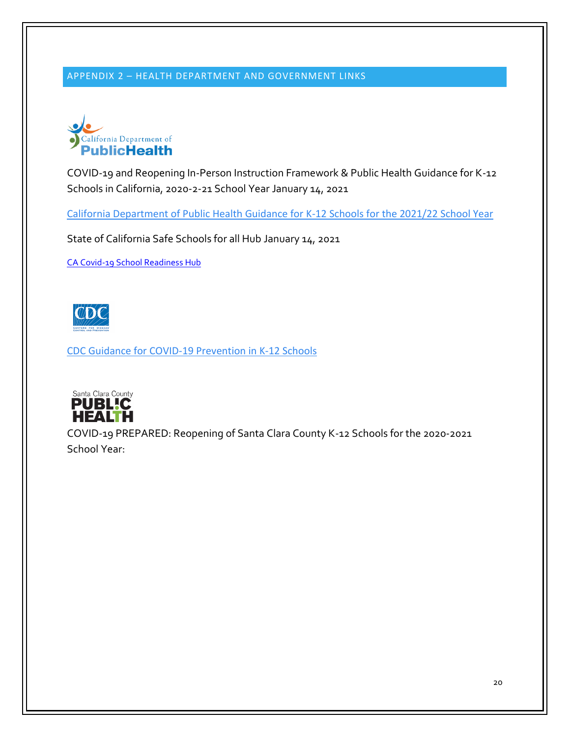## APPENDIX 2 – HEALTH DEPARTMENT AND GOVERNMENT LINKS

California Department of PublicHealth

COVID-19 and Reopening In-Person Instruction Framework & Public Health Guidance for K-12 Schools in California, 2020-2-21 School Year January 14, 2021

California Department of Public Health Guidance for K-12 Schools for the 2021/22 School Year

State of California Safe Schools for all Hub January 14, 2021

CA Covid-19 School Readiness Hub

CDC

CENTERS FOR DISEASE CONTROL AND PREVENTION

CDC Guidance for COVID-19 Prevention in K-12 Schools

Santa Clara County PUBLIC HEALTH

COVID-19 PREPARED: Reopening of Santa Clara County K-12 Schools for the 2020-2021 School Year: